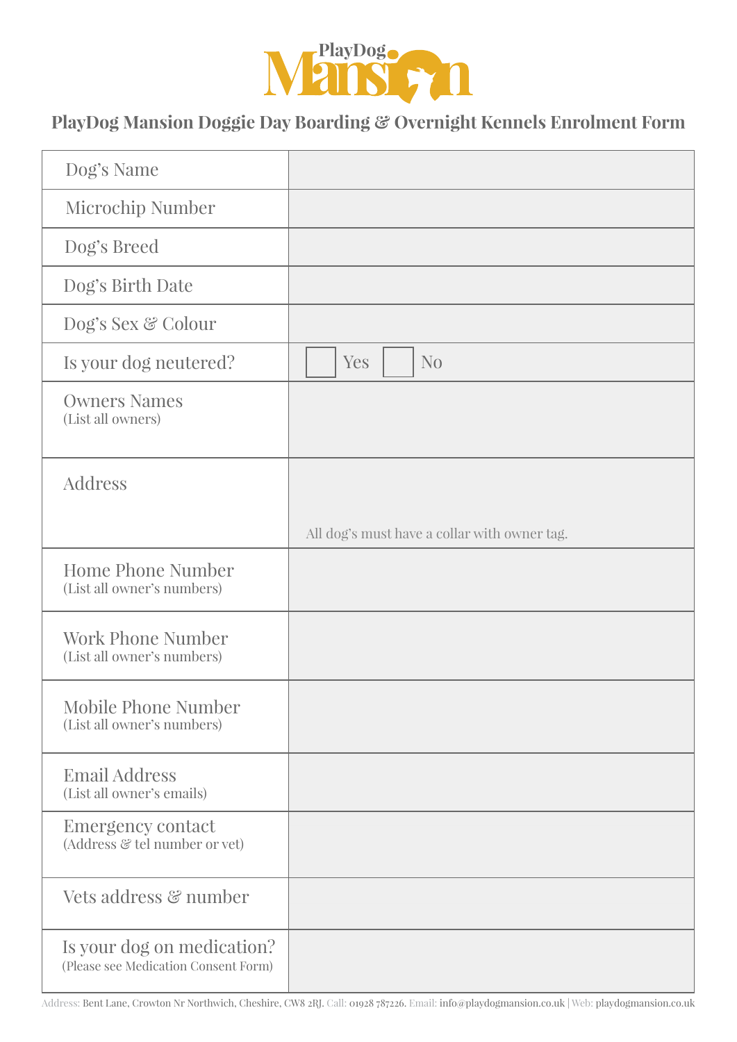# PlayDog Mansion

## PlayDog Mansion Doggie Day Boarding & Overnight Kennels Enrolment Form

| Field | |
|---|---|
| Dog's Name | |
| Microchip Number | |
| Dog's Breed | |
| Dog's Birth Date | |
| Dog's Sex & Colour | |
| Is your dog neutered? | ☐ Yes ☐ No |
| Owners Names (List all owners) | |
| Address | All dog's must have a collar with owner tag. |
| Home Phone Number (List all owner's numbers) | |
| Work Phone Number (List all owner's numbers) | |
| Mobile Phone Number (List all owner's numbers) | |
| Email Address (List all owner's emails) | |
| Emergency contact (Address & tel number or vet) | |
| Vets address & number | |
| Is your dog on medication? (Please see Medication Consent Form) | |

Address: Bent Lane, Crowton Nr Northwich, Cheshire, CW8 2RJ. Call: 01928 787226. Email: info@playdogmansion.co.uk | Web: playdogmansion.co.uk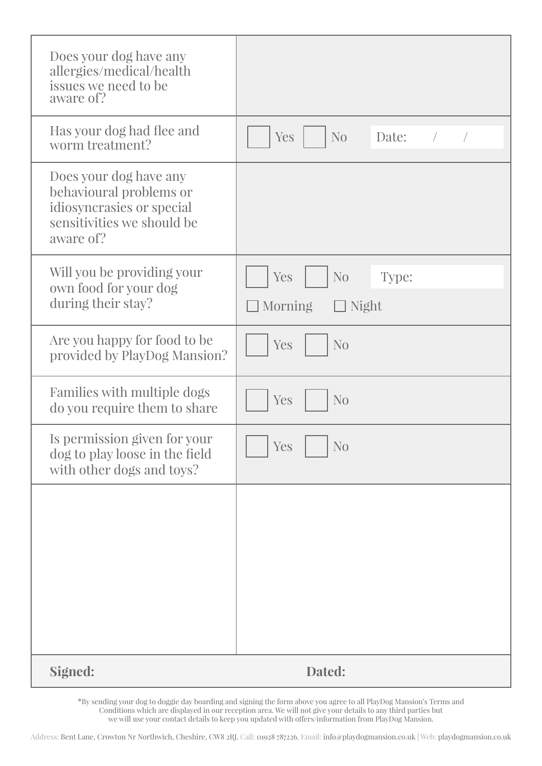| | |
|---|---|
| Does your dog have any allergies/medical/health issues we need to be aware of? | |
| Has your dog had flee and worm treatment? | ☐ Yes ☐ No Date: / / |
| Does your dog have any behavioural problems or idiosyncrasies or special sensitivities we should be aware of? | |
| Will you be providing your own food for your dog during their stay? | ☐ Yes ☐ No Type: ☐ Morning ☐ Night |
| Are you happy for food to be provided by PlayDog Mansion? | ☐ Yes ☐ No |
| Families with multiple dogs do you require them to share | ☐ Yes ☐ No |
| Is permission given for your dog to play loose in the field with other dogs and toys? | ☐ Yes ☐ No |
| | |
| **Signed:** | **Dated:** |

*By sending your dog to doggie day boarding and signing the form above you agree to all PlayDog Mansion's Terms and Conditions which are displayed in our reception area. We will not give your details to any third parties but we will use your contact details to keep you updated with offers/information from PlayDog Mansion.

Address: Bent Lane, Crowton Nr Northwich, Cheshire, CW8 2RJ. Call: 01928 787226. Email: info@playdogmansion.co.uk | Web: playdogmansion.co.uk